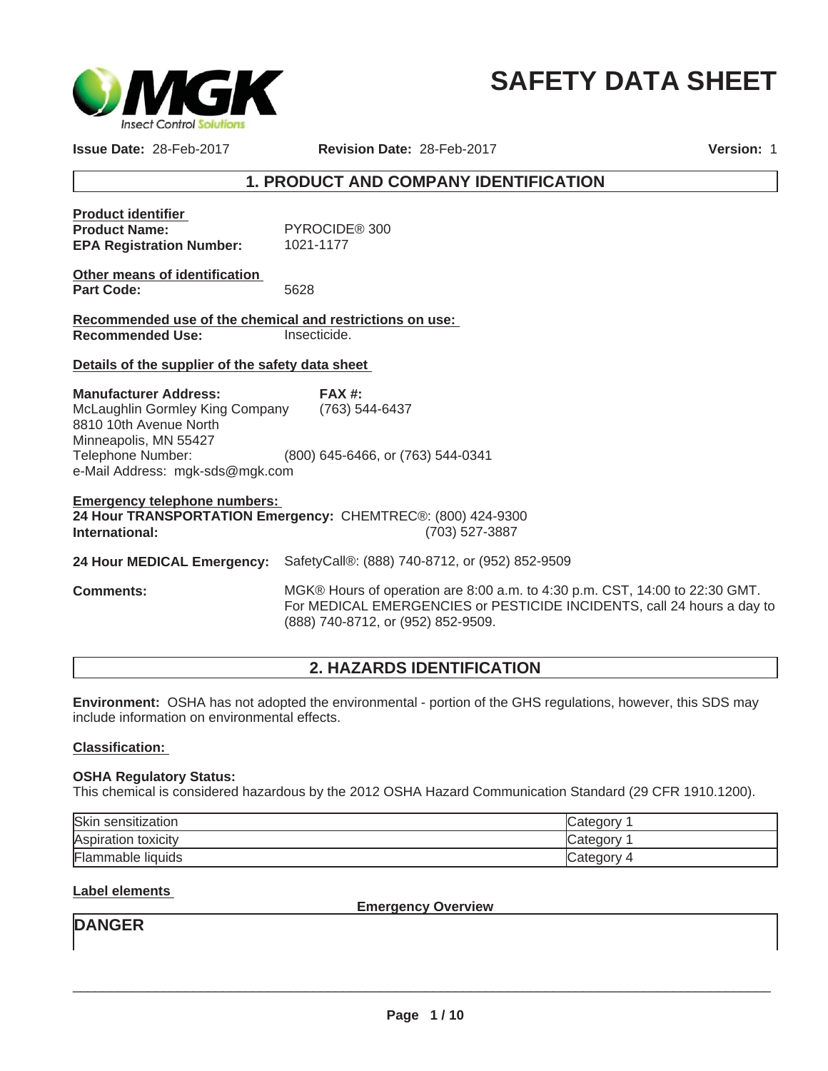# SAFETY DATA SHEET

**Issue Date:** 28-Feb-2017 **Revision Date:** 28-Feb-2017 **Version:** 1

## 1. PRODUCT AND COMPANY IDENTIFICATION

**Product identifier**

**Product Name:** PYROCIDE® 300

**EPA Registration Number:** 1021-1177

**Other means of identification**

**Part Code:** 5628

**Recommended use of the chemical and restrictions on use:**

**Recommended Use:** Insecticide.

**Details of the supplier of the safety data sheet**

**Manufacturer Address:**
McLaughlin Gormley King Company
8810 10th Avenue North
Minneapolis, MN 55427
Telephone Number: (800) 645-6466, or (763) 544-0341
e-Mail Address: mgk-sds@mgk.com

**FAX #:** (763) 544-6437

**Emergency telephone numbers:**

**24 Hour TRANSPORTATION Emergency:** CHEMTREC®: (800) 424-9300

**International:** (703) 527-3887

**24 Hour MEDICAL Emergency:** SafetyCall®: (888) 740-8712, or (952) 852-9509

**Comments:** MGK® Hours of operation are 8:00 a.m. to 4:30 p.m. CST, 14:00 to 22:30 GMT. For MEDICAL EMERGENCIES or PESTICIDE INCIDENTS, call 24 hours a day to (888) 740-8712, or (952) 852-9509.

## 2. HAZARDS IDENTIFICATION

**Environment:** OSHA has not adopted the environmental - portion of the GHS regulations, however, this SDS may include information on environmental effects.

**Classification:**

**OSHA Regulatory Status:**
This chemical is considered hazardous by the 2012 OSHA Hazard Communication Standard (29 CFR 1910.1200).

| | |
|---|---|
| Skin sensitization | Category 1 |
| Aspiration toxicity | Category 1 |
| Flammable liquids | Category 4 |

**Label elements**

**Emergency Overview**

**DANGER**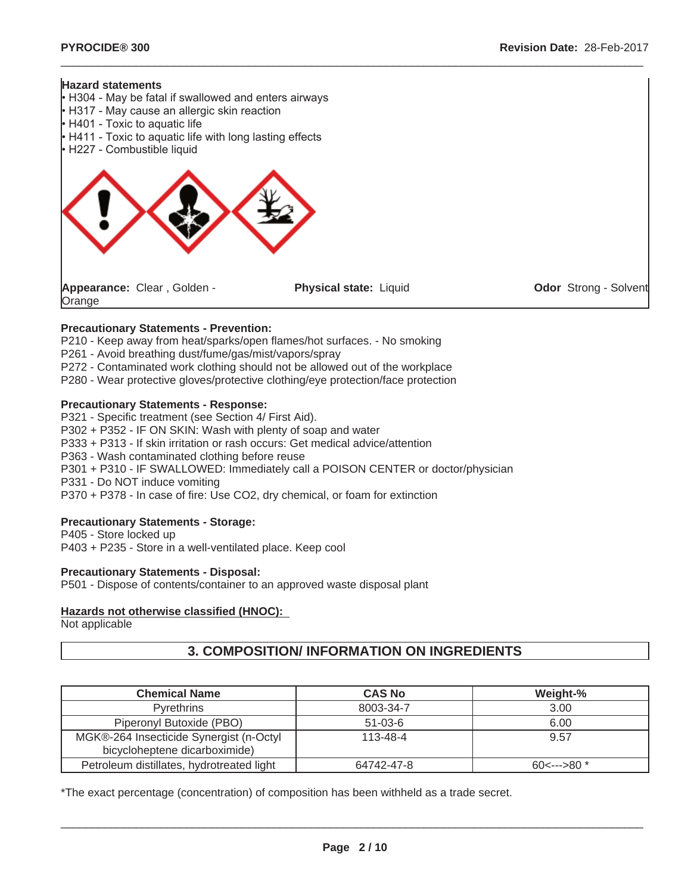**Hazard statements**

- H304 - May be fatal if swallowed and enters airways
- H317 - May cause an allergic skin reaction
- H401 - Toxic to aquatic life
- H411 - Toxic to aquatic life with long lasting effects
- H227 - Combustible liquid

**Appearance:** Clear , Golden - Orange **Physical state:** Liquid **Odor** Strong - Solvent

**Precautionary Statements - Prevention:**

P210 - Keep away from heat/sparks/open flames/hot surfaces. - No smoking
P261 - Avoid breathing dust/fume/gas/mist/vapors/spray
P272 - Contaminated work clothing should not be allowed out of the workplace
P280 - Wear protective gloves/protective clothing/eye protection/face protection

**Precautionary Statements - Response:**

P321 - Specific treatment (see Section 4/ First Aid).
P302 + P352 - IF ON SKIN: Wash with plenty of soap and water
P333 + P313 - If skin irritation or rash occurs: Get medical advice/attention
P363 - Wash contaminated clothing before reuse
P301 + P310 - IF SWALLOWED: Immediately call a POISON CENTER or doctor/physician
P331 - Do NOT induce vomiting
P370 + P378 - In case of fire: Use CO2, dry chemical, or foam for extinction

**Precautionary Statements - Storage:**

P405 - Store locked up
P403 + P235 - Store in a well-ventilated place. Keep cool

**Precautionary Statements - Disposal:**

P501 - Dispose of contents/container to an approved waste disposal plant

**Hazards not otherwise classified (HNOC):**

Not applicable

## 3. COMPOSITION/ INFORMATION ON INGREDIENTS

| Chemical Name | CAS No | Weight-% |
|---|---|---|
| Pyrethrins | 8003-34-7 | 3.00 |
| Piperonyl Butoxide (PBO) | 51-03-6 | 6.00 |
| MGK®-264 Insecticide Synergist (n-Octyl bicycloheptene dicarboximide) | 113-48-4 | 9.57 |
| Petroleum distillates, hydrotreated light | 64742-47-8 | 60<--->80 * |

*The exact percentage (concentration) of composition has been withheld as a trade secret.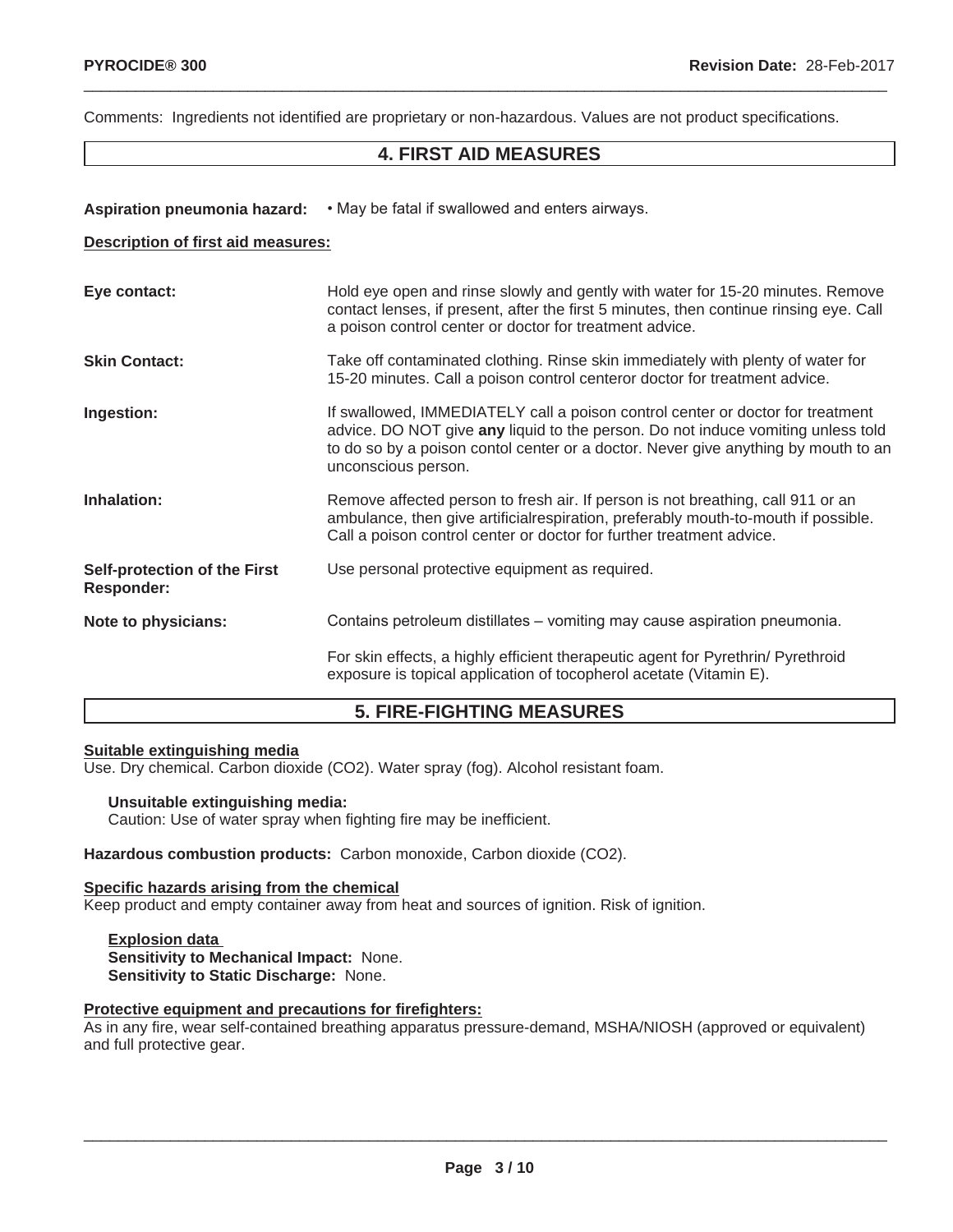Comments: Ingredients not identified are proprietary or non-hazardous. Values are not product specifications.

## 4. FIRST AID MEASURES

**Aspiration pneumonia hazard:** • May be fatal if swallowed and enters airways.

**Description of first aid measures:**

**Eye contact:** Hold eye open and rinse slowly and gently with water for 15-20 minutes. Remove contact lenses, if present, after the first 5 minutes, then continue rinsing eye. Call a poison control center or doctor for treatment advice.

**Skin Contact:** Take off contaminated clothing. Rinse skin immediately with plenty of water for 15-20 minutes. Call a poison control centeror doctor for treatment advice.

**Ingestion:** If swallowed, IMMEDIATELY call a poison control center or doctor for treatment advice. DO NOT give **any** liquid to the person. Do not induce vomiting unless told to do so by a poison contol center or a doctor. Never give anything by mouth to an unconscious person.

**Inhalation:** Remove affected person to fresh air. If person is not breathing, call 911 or an ambulance, then give artificialrespiration, preferably mouth-to-mouth if possible. Call a poison control center or doctor for further treatment advice.

**Self-protection of the First Responder:** Use personal protective equipment as required.

**Note to physicians:** Contains petroleum distillates – vomiting may cause aspiration pneumonia.

For skin effects, a highly efficient therapeutic agent for Pyrethrin/ Pyrethroid exposure is topical application of tocopherol acetate (Vitamin E).

## 5. FIRE-FIGHTING MEASURES

**Suitable extinguishing media**

Use. Dry chemical. Carbon dioxide ($CO_2$). Water spray (fog). Alcohol resistant foam.

**Unsuitable extinguishing media:**

Caution: Use of water spray when fighting fire may be inefficient.

**Hazardous combustion products:** Carbon monoxide, Carbon dioxide ($CO_2$).

**Specific hazards arising from the chemical**

Keep product and empty container away from heat and sources of ignition. Risk of ignition.

**Explosion data**

**Sensitivity to Mechanical Impact:** None.

**Sensitivity to Static Discharge:** None.

**Protective equipment and precautions for firefighters:**

As in any fire, wear self-contained breathing apparatus pressure-demand, MSHA/NIOSH (approved or equivalent) and full protective gear.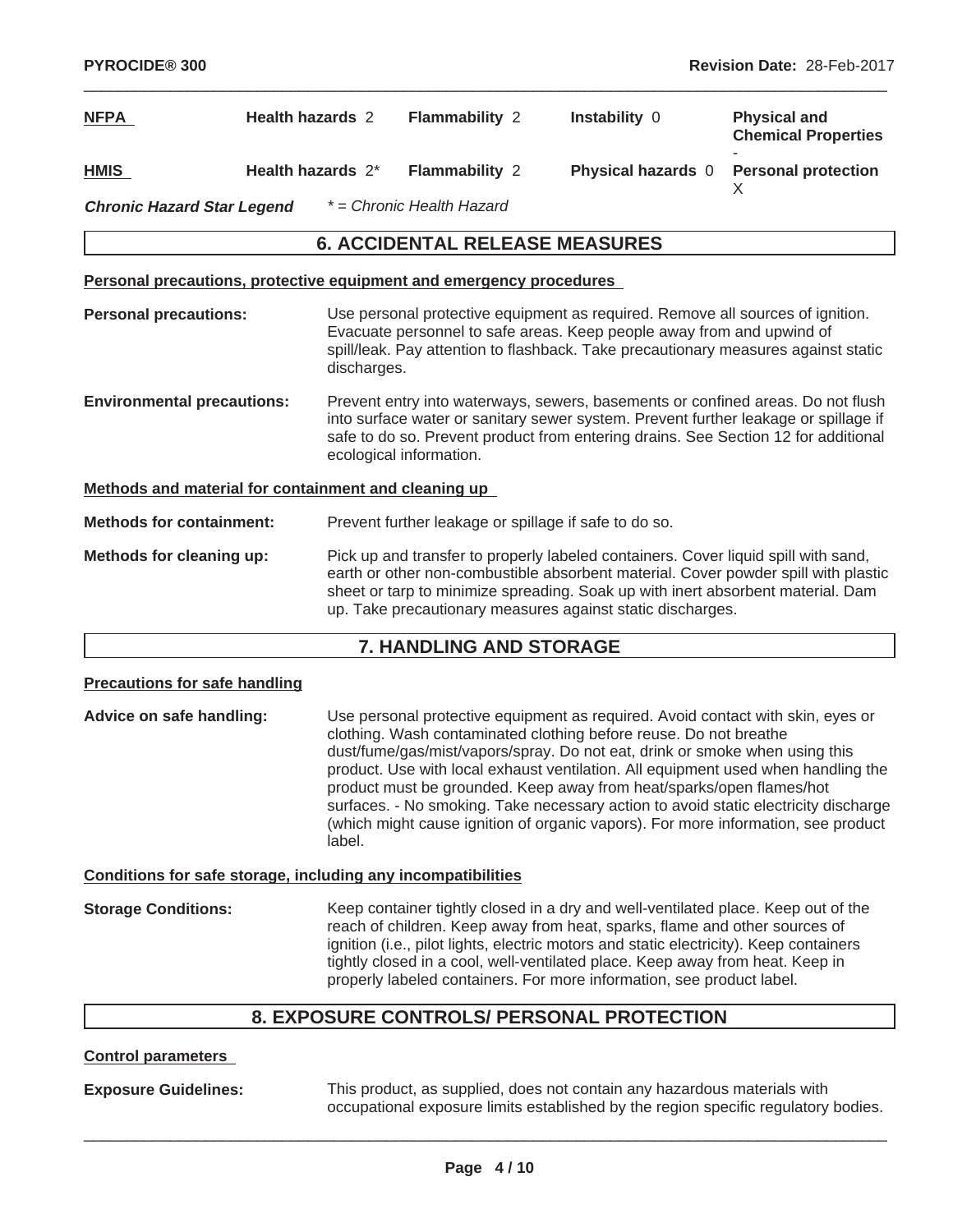| NFPA | Health hazards 2 | Flammability 2 | Instability 0 | Physical and Chemical Properties - |
|---|---|---|---|---|
| HMIS | Health hazards 2* | Flammability 2 | Physical hazards 0 | Personal protection X |

***Chronic Hazard Star Legend*** *\* = Chronic Health Hazard*

## 6. ACCIDENTAL RELEASE MEASURES

### Personal precautions, protective equipment and emergency procedures

**Personal precautions:** Use personal protective equipment as required. Remove all sources of ignition. Evacuate personnel to safe areas. Keep people away from and upwind of spill/leak. Pay attention to flashback. Take precautionary measures against static discharges.

**Environmental precautions:** Prevent entry into waterways, sewers, basements or confined areas. Do not flush into surface water or sanitary sewer system. Prevent further leakage or spillage if safe to do so. Prevent product from entering drains. See Section 12 for additional ecological information.

### Methods and material for containment and cleaning up

**Methods for containment:** Prevent further leakage or spillage if safe to do so.

**Methods for cleaning up:** Pick up and transfer to properly labeled containers. Cover liquid spill with sand, earth or other non-combustible absorbent material. Cover powder spill with plastic sheet or tarp to minimize spreading. Soak up with inert absorbent material. Dam up. Take precautionary measures against static discharges.

## 7. HANDLING AND STORAGE

### Precautions for safe handling

**Advice on safe handling:** Use personal protective equipment as required. Avoid contact with skin, eyes or clothing. Wash contaminated clothing before reuse. Do not breathe dust/fume/gas/mist/vapors/spray. Do not eat, drink or smoke when using this product. Use with local exhaust ventilation. All equipment used when handling the product must be grounded. Keep away from heat/sparks/open flames/hot surfaces. - No smoking. Take necessary action to avoid static electricity discharge (which might cause ignition of organic vapors). For more information, see product label.

### Conditions for safe storage, including any incompatibilities

**Storage Conditions:** Keep container tightly closed in a dry and well-ventilated place. Keep out of the reach of children. Keep away from heat, sparks, flame and other sources of ignition (i.e., pilot lights, electric motors and static electricity). Keep containers tightly closed in a cool, well-ventilated place. Keep away from heat. Keep in properly labeled containers. For more information, see product label.

## 8. EXPOSURE CONTROLS/ PERSONAL PROTECTION

### Control parameters

**Exposure Guidelines:** This product, as supplied, does not contain any hazardous materials with occupational exposure limits established by the region specific regulatory bodies.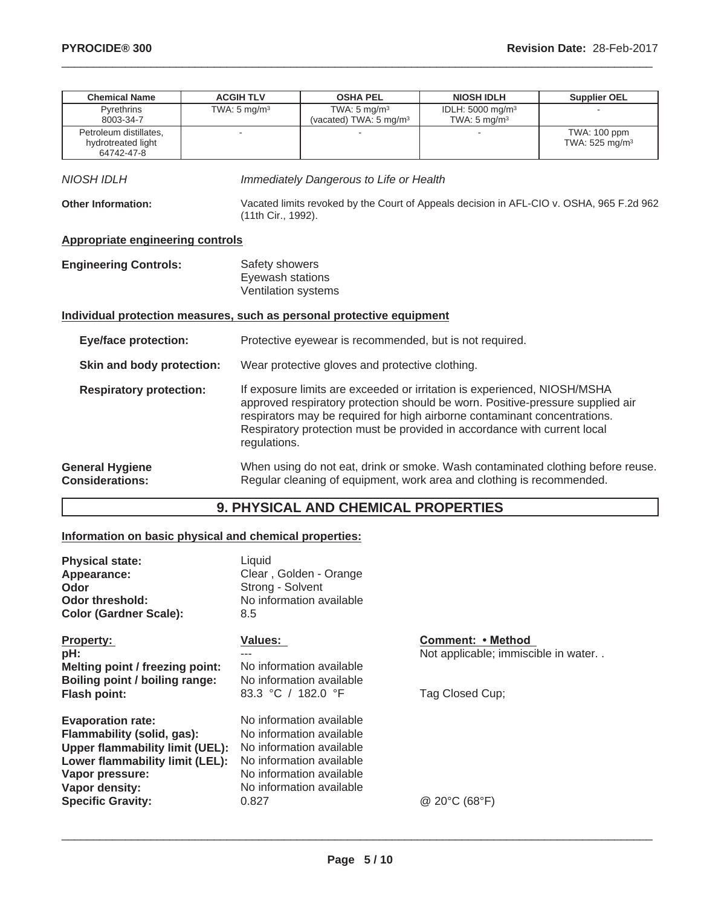| Chemical Name | ACGIH TLV | OSHA PEL | NIOSH IDLH | Supplier OEL |
|---|---|---|---|---|
| Pyrethrins<br>8003-34-7 | TWA: 5 mg/m$^3$ | TWA: 5 mg/m$^3$<br>(vacated) TWA: 5 mg/m$^3$ | IDLH: 5000 mg/m$^3$<br>TWA: 5 mg/m$^3$ | - |
| Petroleum distillates, hydrotreated light<br>64742-47-8 | - | - | - | TWA: 100 ppm<br>TWA: 525 mg/m$^3$ |

*NIOSH IDLH* — *Immediately Dangerous to Life or Health*

**Other Information:** Vacated limits revoked by the Court of Appeals decision in AFL-CIO v. OSHA, 965 F.2d 962 (11th Cir., 1992).

**Appropriate engineering controls**

**Engineering Controls:**
Safety showers
Eyewash stations
Ventilation systems

**Individual protection measures, such as personal protective equipment**

**Eye/face protection:** Protective eyewear is recommended, but is not required.

**Skin and body protection:** Wear protective gloves and protective clothing.

**Respiratory protection:** If exposure limits are exceeded or irritation is experienced, NIOSH/MSHA approved respiratory protection should be worn. Positive-pressure supplied air respirators may be required for high airborne contaminant concentrations. Respiratory protection must be provided in accordance with current local regulations.

**General Hygiene Considerations:** When using do not eat, drink or smoke. Wash contaminated clothing before reuse. Regular cleaning of equipment, work area and clothing is recommended.

# 9. PHYSICAL AND CHEMICAL PROPERTIES

**Information on basic physical and chemical properties:**

**Physical state:** Liquid
**Appearance:** Clear , Golden - Orange
**Odor** Strong - Solvent
**Odor threshold:** No information available
**Color (Gardner Scale):** 8.5

| Property: | Values: | Comment: • Method |
|---|---|---|
| **pH:** | --- | Not applicable; immiscible in water. . |
| **Melting point / freezing point:** | No information available | |
| **Boiling point / boiling range:** | No information available | |
| **Flash point:** | 83.3 °C / 182.0 °F | Tag Closed Cup; |
| **Evaporation rate:** | No information available | |
| **Flammability (solid, gas):** | No information available | |
| **Upper flammability limit (UEL):** | No information available | |
| **Lower flammability limit (LEL):** | No information available | |
| **Vapor pressure:** | No information available | |
| **Vapor density:** | No information available | |
| **Specific Gravity:** | 0.827 | @ 20°C (68°F) |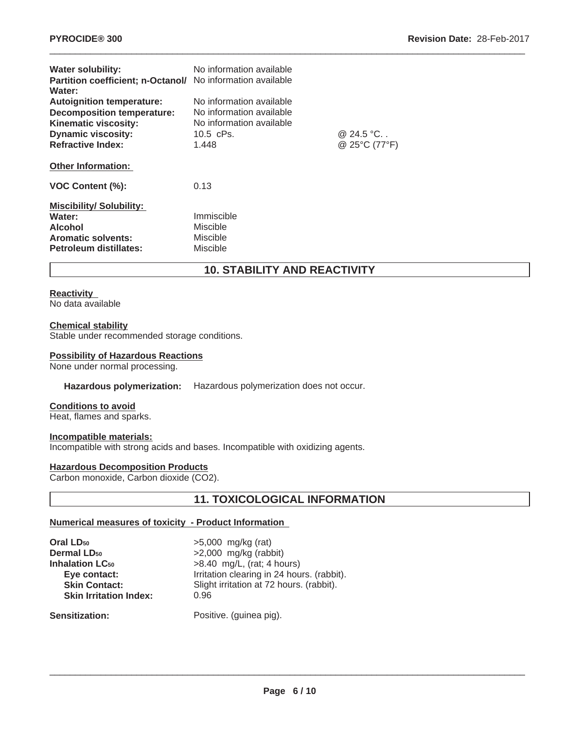| | | |
|---|---|---|
| **Water solubility:** | No information available | |
| **Partition coefficient; n-Octanol/ Water:** | No information available | |
| **Autoignition temperature:** | No information available | |
| **Decomposition temperature:** | No information available | |
| **Kinematic viscosity:** | No information available | |
| **Dynamic viscosity:** | 10.5 cPs. | @ 24.5 °C. . |
| **Refractive Index:** | 1.448 | @ 25°C (77°F) |

**Other Information:**

**VOC Content (%):** 0.13

**Miscibility/ Solubility:**

| | |
|---|---|
| **Water:** | Immiscible |
| **Alcohol** | Miscible |
| **Aromatic solvents:** | Miscible |
| **Petroleum distillates:** | Miscible |

## 10. STABILITY AND REACTIVITY

**Reactivity**
No data available

**Chemical stability**
Stable under recommended storage conditions.

**Possibility of Hazardous Reactions**
None under normal processing.

**Hazardous polymerization:** Hazardous polymerization does not occur.

**Conditions to avoid**
Heat, flames and sparks.

**Incompatible materials:**
Incompatible with strong acids and bases. Incompatible with oxidizing agents.

**Hazardous Decomposition Products**
Carbon monoxide, Carbon dioxide ($CO_2$).

## 11. TOXICOLOGICAL INFORMATION

**Numerical measures of toxicity - Product Information**

| | |
|---|---|
| **Oral $LD_{50}$** | >5,000 mg/kg (rat) |
| **Dermal $LD_{50}$** | >2,000 mg/kg (rabbit) |
| **Inhalation $LC_{50}$** | >8.40 mg/L, (rat; 4 hours) |
| **Eye contact:** | Irritation clearing in 24 hours. (rabbit). |
| **Skin Contact:** | Slight irritation at 72 hours. (rabbit). |
| **Skin Irritation Index:** | 0.96 |

**Sensitization:** Positive. (guinea pig).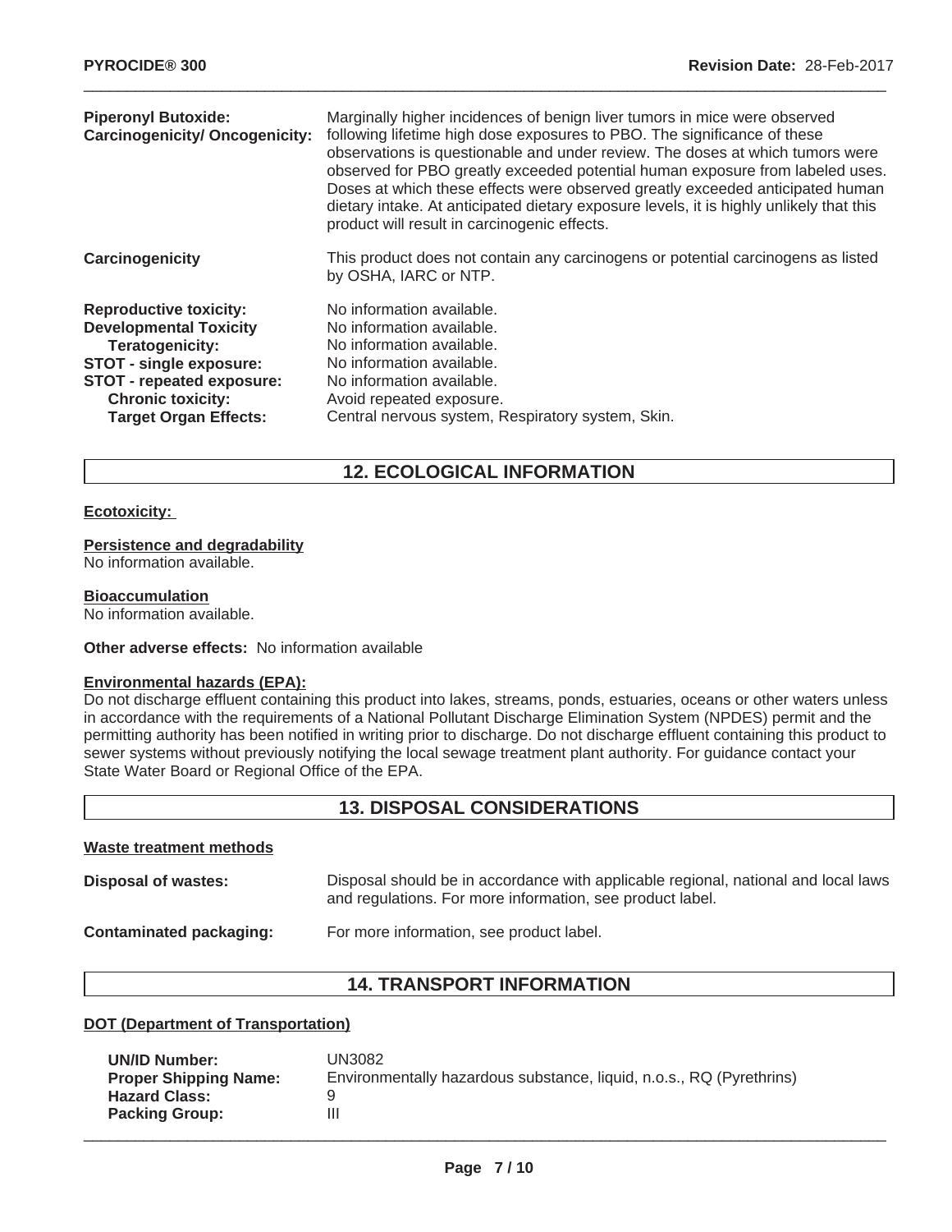| | |
|---|---|
| **Piperonyl Butoxide: Carcinogenicity/ Oncogenicity:** | Marginally higher incidences of benign liver tumors in mice were observed following lifetime high dose exposures to PBO. The significance of these observations is questionable and under review. The doses at which tumors were observed for PBO greatly exceeded potential human exposure from labeled uses. Doses at which these effects were observed greatly exceeded anticipated human dietary intake. At anticipated dietary exposure levels, it is highly unlikely that this product will result in carcinogenic effects. |
| **Carcinogenicity** | This product does not contain any carcinogens or potential carcinogens as listed by OSHA, IARC or NTP. |
| **Reproductive toxicity:** | No information available. |
| **Developmental Toxicity** | No information available. |
| **Teratogenicity:** | No information available. |
| **STOT - single exposure:** | No information available. |
| **STOT - repeated exposure:** | No information available. |
| **Chronic toxicity:** | Avoid repeated exposure. |
| **Target Organ Effects:** | Central nervous system, Respiratory system, Skin. |

## 12. ECOLOGICAL INFORMATION

**Ecotoxicity:**

**Persistence and degradability**
No information available.

**Bioaccumulation**
No information available.

**Other adverse effects:** No information available

**Environmental hazards (EPA):**
Do not discharge effluent containing this product into lakes, streams, ponds, estuaries, oceans or other waters unless in accordance with the requirements of a National Pollutant Discharge Elimination System (NPDES) permit and the permitting authority has been notified in writing prior to discharge. Do not discharge effluent containing this product to sewer systems without previously notifying the local sewage treatment plant authority. For guidance contact your State Water Board or Regional Office of the EPA.

## 13. DISPOSAL CONSIDERATIONS

**Waste treatment methods**

| | |
|---|---|
| **Disposal of wastes:** | Disposal should be in accordance with applicable regional, national and local laws and regulations. For more information, see product label. |
| **Contaminated packaging:** | For more information, see product label. |

## 14. TRANSPORT INFORMATION

**DOT (Department of Transportation)**

| | |
|---|---|
| **UN/ID Number:** | UN3082 |
| **Proper Shipping Name:** | Environmentally hazardous substance, liquid, n.o.s., RQ (Pyrethrins) |
| **Hazard Class:** | 9 |
| **Packing Group:** | III |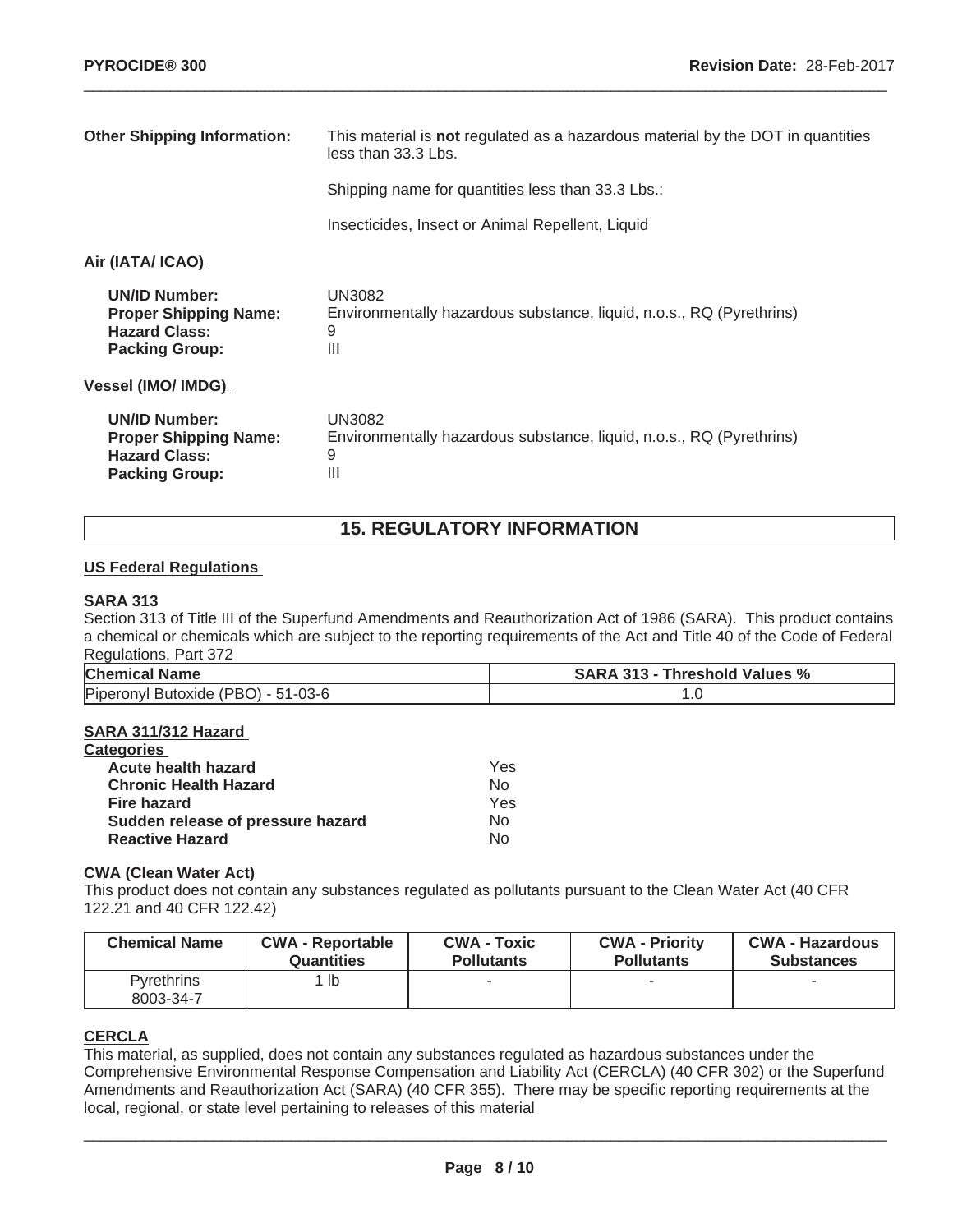**Other Shipping Information:** This material is **not** regulated as a hazardous material by the DOT in quantities less than 33.3 Lbs.

Shipping name for quantities less than 33.3 Lbs.:

Insecticides, Insect or Animal Repellent, Liquid

**Air (IATA/ ICAO)**

**UN/ID Number:** UN3082
**Proper Shipping Name:** Environmentally hazardous substance, liquid, n.o.s., RQ (Pyrethrins)
**Hazard Class:** 9
**Packing Group:** III

**Vessel (IMO/ IMDG)**

**UN/ID Number:** UN3082
**Proper Shipping Name:** Environmentally hazardous substance, liquid, n.o.s., RQ (Pyrethrins)
**Hazard Class:** 9
**Packing Group:** III

## 15. REGULATORY INFORMATION

### US Federal Regulations

**SARA 313**

Section 313 of Title III of the Superfund Amendments and Reauthorization Act of 1986 (SARA). This product contains a chemical or chemicals which are subject to the reporting requirements of the Act and Title 40 of the Code of Federal Regulations, Part 372

| Chemical Name | SARA 313 - Threshold Values % |
|---|---|
| Piperonyl Butoxide (PBO) - 51-03-6 | 1.0 |

**SARA 311/312 Hazard Categories**

| | |
|---|---|
| **Acute health hazard** | Yes |
| **Chronic Health Hazard** | No |
| **Fire hazard** | Yes |
| **Sudden release of pressure hazard** | No |
| **Reactive Hazard** | No |

**CWA (Clean Water Act)**

This product does not contain any substances regulated as pollutants pursuant to the Clean Water Act (40 CFR 122.21 and 40 CFR 122.42)

| Chemical Name | CWA - Reportable Quantities | CWA - Toxic Pollutants | CWA - Priority Pollutants | CWA - Hazardous Substances |
|---|---|---|---|---|
| Pyrethrins 8003-34-7 | 1 lb | - | - | - |

**CERCLA**

This material, as supplied, does not contain any substances regulated as hazardous substances under the Comprehensive Environmental Response Compensation and Liability Act (CERCLA) (40 CFR 302) or the Superfund Amendments and Reauthorization Act (SARA) (40 CFR 355). There may be specific reporting requirements at the local, regional, or state level pertaining to releases of this material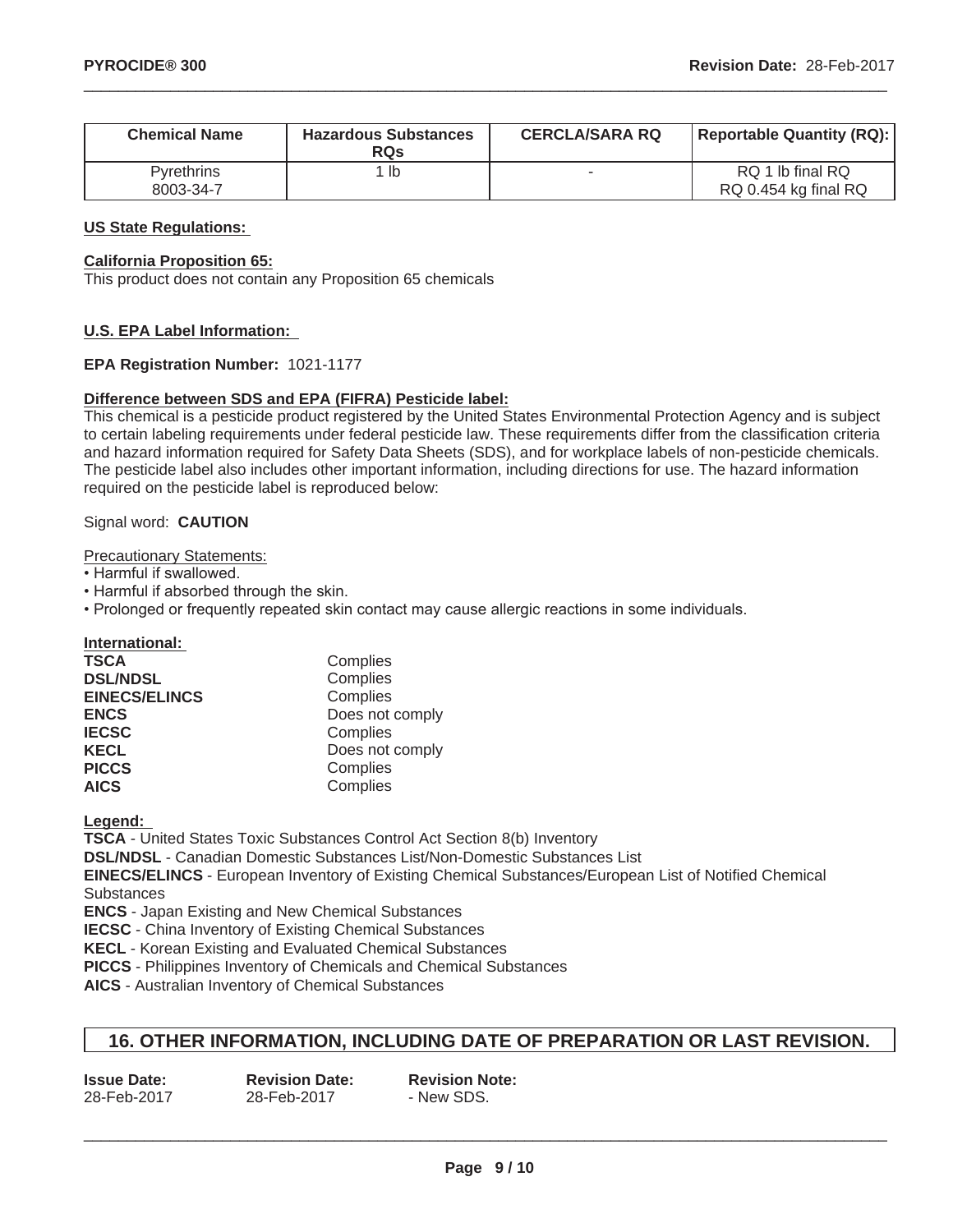| Chemical Name | Hazardous Substances RQs | CERCLA/SARA RQ | Reportable Quantity (RQ): |
|---|---|---|---|
| Pyrethrins 8003-34-7 | 1 lb | - | RQ 1 lb final RQ RQ 0.454 kg final RQ |

**US State Regulations:**

**California Proposition 65:**
This product does not contain any Proposition 65 chemicals

**U.S. EPA Label Information:**

**EPA Registration Number:** 1021-1177

**Difference between SDS and EPA (FIFRA) Pesticide label:**
This chemical is a pesticide product registered by the United States Environmental Protection Agency and is subject to certain labeling requirements under federal pesticide law. These requirements differ from the classification criteria and hazard information required for Safety Data Sheets (SDS), and for workplace labels of non-pesticide chemicals. The pesticide label also includes other important information, including directions for use. The hazard information required on the pesticide label is reproduced below:

Signal word: **CAUTION**

Precautionary Statements:
- Harmful if swallowed.
- Harmful if absorbed through the skin.
- Prolonged or frequently repeated skin contact may cause allergic reactions in some individuals.

**International:**

| | |
|---|---|
| **TSCA** | Complies |
| **DSL/NDSL** | Complies |
| **EINECS/ELINCS** | Complies |
| **ENCS** | Does not comply |
| **IECSC** | Complies |
| **KECL** | Does not comply |
| **PICCS** | Complies |
| **AICS** | Complies |

**Legend:**
**TSCA** - United States Toxic Substances Control Act Section 8(b) Inventory
**DSL/NDSL** - Canadian Domestic Substances List/Non-Domestic Substances List
**EINECS/ELINCS** - European Inventory of Existing Chemical Substances/European List of Notified Chemical Substances
**ENCS** - Japan Existing and New Chemical Substances
**IECSC** - China Inventory of Existing Chemical Substances
**KECL** - Korean Existing and Evaluated Chemical Substances
**PICCS** - Philippines Inventory of Chemicals and Chemical Substances
**AICS** - Australian Inventory of Chemical Substances

## 16. OTHER INFORMATION, INCLUDING DATE OF PREPARATION OR LAST REVISION.

| Issue Date: | Revision Date: | Revision Note: |
|---|---|---|
| 28-Feb-2017 | 28-Feb-2017 | - New SDS. |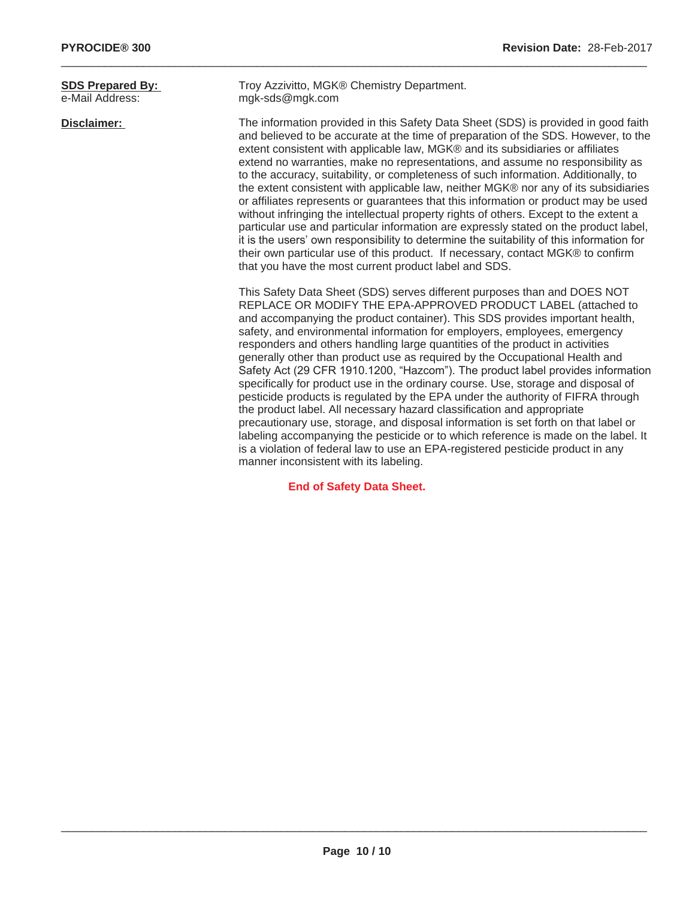**SDS Prepared By:** Troy Azzivitto, MGK® Chemistry Department.
e-Mail Address: mgk-sds@mgk.com

**Disclaimer:**

The information provided in this Safety Data Sheet (SDS) is provided in good faith and believed to be accurate at the time of preparation of the SDS. However, to the extent consistent with applicable law, MGK® and its subsidiaries or affiliates extend no warranties, make no representations, and assume no responsibility as to the accuracy, suitability, or completeness of such information. Additionally, to the extent consistent with applicable law, neither MGK® nor any of its subsidiaries or affiliates represents or guarantees that this information or product may be used without infringing the intellectual property rights of others. Except to the extent a particular use and particular information are expressly stated on the product label, it is the users' own responsibility to determine the suitability of this information for their own particular use of this product. If necessary, contact MGK® to confirm that you have the most current product label and SDS.

This Safety Data Sheet (SDS) serves different purposes than and DOES NOT REPLACE OR MODIFY THE EPA-APPROVED PRODUCT LABEL (attached to and accompanying the product container). This SDS provides important health, safety, and environmental information for employers, employees, emergency responders and others handling large quantities of the product in activities generally other than product use as required by the Occupational Health and Safety Act (29 CFR 1910.1200, "Hazcom"). The product label provides information specifically for product use in the ordinary course. Use, storage and disposal of pesticide products is regulated by the EPA under the authority of FIFRA through the product label. All necessary hazard classification and appropriate precautionary use, storage, and disposal information is set forth on that label or labeling accompanying the pesticide or to which reference is made on the label. It is a violation of federal law to use an EPA-registered pesticide product in any manner inconsistent with its labeling.

**End of Safety Data Sheet.**